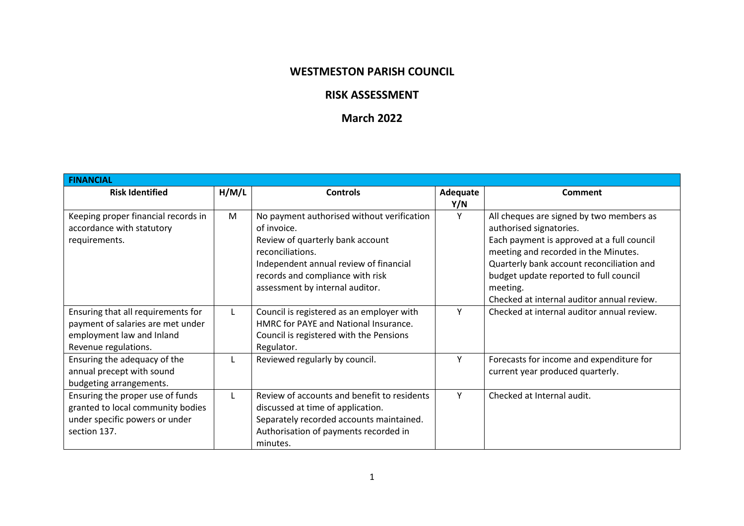# WESTMESTON PARISH COUNCIL

## RISK ASSESSMENT

## March 2022

| FINANCIAL | | | | |
|---|---|---|---|---|
| **Risk Identified** | **H/M/L** | **Controls** | **Adequate Y/N** | **Comment** |
| Keeping proper financial records in accordance with statutory requirements. | M | No payment authorised without verification of invoice.<br>Review of quarterly bank account reconciliations.<br>Independent annual review of financial records and compliance with risk assessment by internal auditor. | Y | All cheques are signed by two members as authorised signatories.<br>Each payment is approved at a full council meeting and recorded in the Minutes.<br>Quarterly bank account reconciliation and budget update reported to full council meeting.<br>Checked at internal auditor annual review. |
| Ensuring that all requirements for payment of salaries are met under employment law and Inland Revenue regulations. | L | Council is registered as an employer with HMRC for PAYE and National Insurance.<br>Council is registered with the Pensions Regulator. | Y | Checked at internal auditor annual review. |
| Ensuring the adequacy of the annual precept with sound budgeting arrangements. | L | Reviewed regularly by council. | Y | Forecasts for income and expenditure for current year produced quarterly. |
| Ensuring the proper use of funds granted to local community bodies under specific powers or under section 137. | L | Review of accounts and benefit to residents discussed at time of application.<br>Separately recorded accounts maintained.<br>Authorisation of payments recorded in minutes. | Y | Checked at Internal audit. |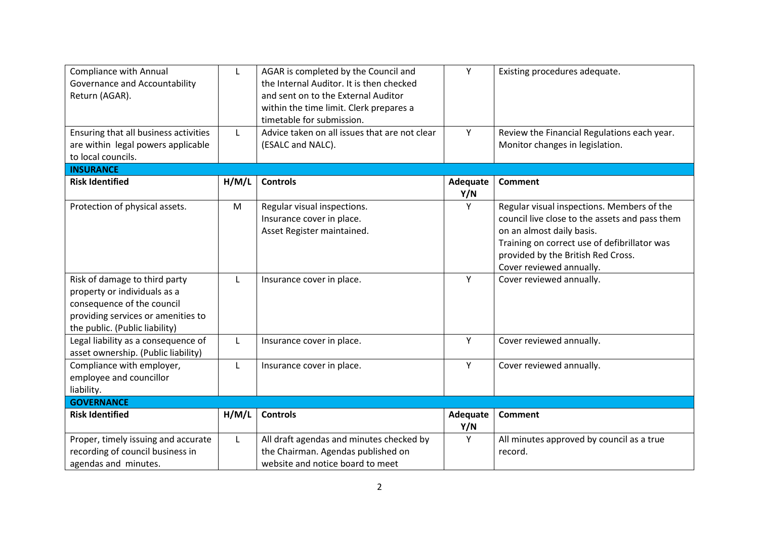| Risk Identified | H/M/L | Controls | Adequate Y/N | Comment |
|---|---|---|---|---|
| Compliance with Annual Governance and Accountability Return (AGAR). | L | AGAR is completed by the Council and the Internal Auditor. It is then checked and sent on to the External Auditor within the time limit. Clerk prepares a timetable for submission. | Y | Existing procedures adequate. |
| Ensuring that all business activities are within legal powers applicable to local councils. | L | Advice taken on all issues that are not clear (ESALC and NALC). | Y | Review the Financial Regulations each year. Monitor changes in legislation. |
| **INSURANCE** | | | | |
| **Risk Identified** | **H/M/L** | **Controls** | **Adequate Y/N** | **Comment** |
| Protection of physical assets. | M | Regular visual inspections.<br>Insurance cover in place.<br>Asset Register maintained. | Y | Regular visual inspections. Members of the council live close to the assets and pass them on an almost daily basis.<br>Training on correct use of defibrillator was provided by the British Red Cross.<br>Cover reviewed annually. |
| Risk of damage to third party property or individuals as a consequence of the council providing services or amenities to the public. (Public liability) | L | Insurance cover in place. | Y | Cover reviewed annually. |
| Legal liability as a consequence of asset ownership. (Public liability) | L | Insurance cover in place. | Y | Cover reviewed annually. |
| Compliance with employer, employee and councillor liability. | L | Insurance cover in place. | Y | Cover reviewed annually. |
| **GOVERNANCE** | | | | |
| **Risk Identified** | **H/M/L** | **Controls** | **Adequate Y/N** | **Comment** |
| Proper, timely issuing and accurate recording of council business in agendas and minutes. | L | All draft agendas and minutes checked by the Chairman. Agendas published on website and notice board to meet | Y | All minutes approved by council as a true record. |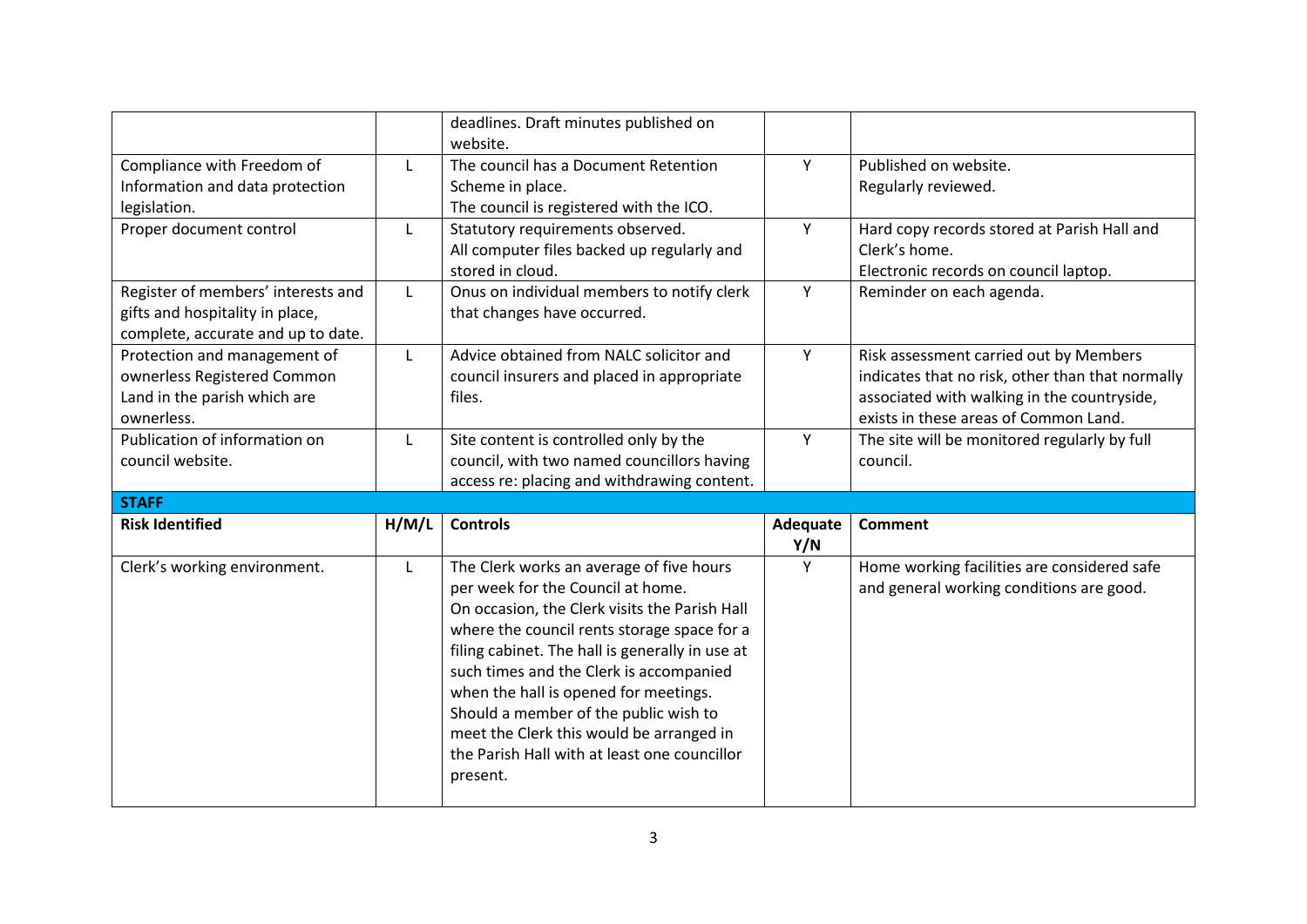| | | | | |
|---|---|---|---|---|
| | | deadlines. Draft minutes published on website. | | |
| Compliance with Freedom of Information and data protection legislation. | L | The council has a Document Retention Scheme in place.<br>The council is registered with the ICO. | Y | Published on website.<br>Regularly reviewed. |
| Proper document control | L | Statutory requirements observed.<br>All computer files backed up regularly and stored in cloud. | Y | Hard copy records stored at Parish Hall and Clerk's home.<br>Electronic records on council laptop. |
| Register of members' interests and gifts and hospitality in place, complete, accurate and up to date. | L | Onus on individual members to notify clerk that changes have occurred. | Y | Reminder on each agenda. |
| Protection and management of ownerless Registered Common Land in the parish which are ownerless. | L | Advice obtained from NALC solicitor and council insurers and placed in appropriate files. | Y | Risk assessment carried out by Members indicates that no risk, other than that normally associated with walking in the countryside, exists in these areas of Common Land. |
| Publication of information on council website. | L | Site content is controlled only by the council, with two named councillors having access re: placing and withdrawing content. | Y | The site will be monitored regularly by full council. |

**STAFF**

| Risk Identified | H/M/L | Controls | Adequate Y/N | Comment |
|---|---|---|---|---|
| Clerk's working environment. | L | The Clerk works an average of five hours per week for the Council at home.<br>On occasion, the Clerk visits the Parish Hall where the council rents storage space for a filing cabinet. The hall is generally in use at such times and the Clerk is accompanied when the hall is opened for meetings.<br>Should a member of the public wish to meet the Clerk this would be arranged in the Parish Hall with at least one councillor present. | Y | Home working facilities are considered safe and general working conditions are good. |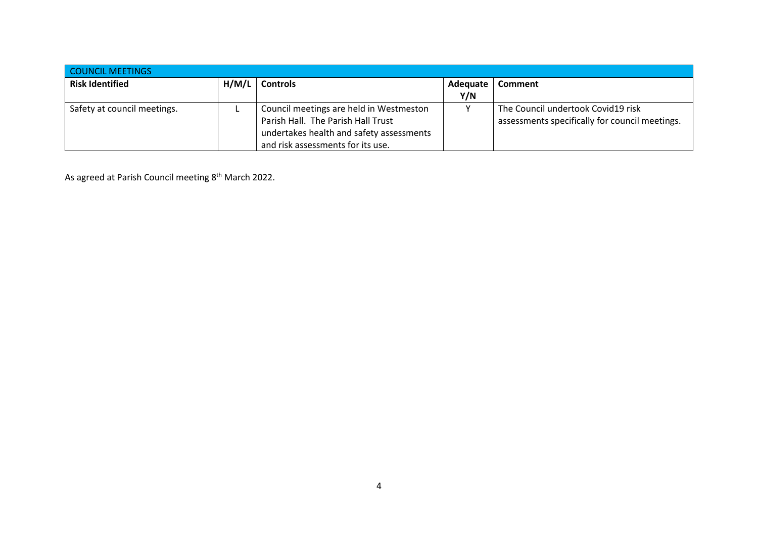| COUNCIL MEETINGS | | | | |
|---|---|---|---|---|
| **Risk Identified** | **H/M/L** | **Controls** | **Adequate Y/N** | **Comment** |
| Safety at council meetings. | L | Council meetings are held in Westmeston Parish Hall. The Parish Hall Trust undertakes health and safety assessments and risk assessments for its use. | Y | The Council undertook Covid19 risk assessments specifically for council meetings. |

As agreed at Parish Council meeting 8th March 2022.